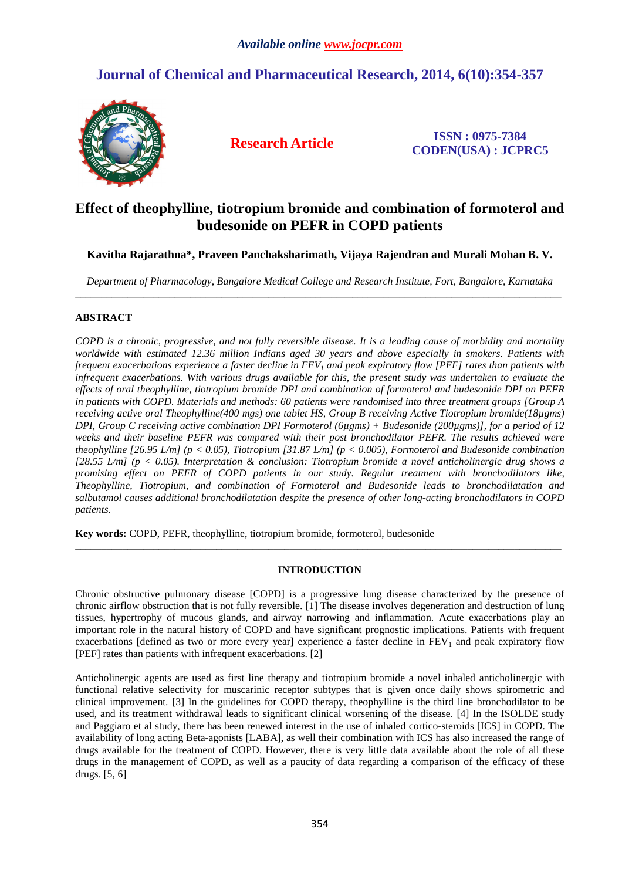# Effect of theophylline, tiotropium bromide and combination of formoterol and budesonide on PEFR in COPD patients

**Kavitha Rajarathna*, Praveen Panchaksharimath, Vijaya Rajendran and Murali Mohan B. V.**

*Department of Pharmacology, Bangalore Medical College and Research Institute, Fort, Bangalore, Karnataka*

## ABSTRACT

*COPD is a chronic, progressive, and not fully reversible disease. It is a leading cause of morbidity and mortality worldwide with estimated 12.36 million Indians aged 30 years and above especially in smokers. Patients with frequent exacerbations experience a faster decline in $FEV_1$ and peak expiratory flow [PEF] rates than patients with infrequent exacerbations. With various drugs available for this, the present study was undertaken to evaluate the effects of oral theophylline, tiotropium bromide DPI and combination of formoterol and budesonide DPI on PEFR in patients with COPD. Materials and methods: 60 patients were randomised into three treatment groups [Group A receiving active oral Theophylline(400 mgs) one tablet HS, Group B receiving Active Tiotropium bromide(18µgms) DPI, Group C receiving active combination DPI Formoterol (6µgms) + Budesonide (200µgms)], for a period of 12 weeks and their baseline PEFR was compared with their post bronchodilator PEFR. The results achieved were theophylline [26.95 L/m] ($p < 0.05$), Tiotropium [31.87 L/m] ($p < 0.005$), Formoterol and Budesonide combination [28.55 L/m] ($p < 0.05$). Interpretation & conclusion: Tiotropium bromide a novel anticholinergic drug shows a promising effect on PEFR of COPD patients in our study. Regular treatment with bronchodilators like, Theophylline, Tiotropium, and combination of Formoterol and Budesonide leads to bronchodilatation and salbutamol causes additional bronchodilatation despite the presence of other long-acting bronchodilators in COPD patients.*

**Key words:** COPD, PEFR, theophylline, tiotropium bromide, formoterol, budesonide

## INTRODUCTION

Chronic obstructive pulmonary disease [COPD] is a progressive lung disease characterized by the presence of chronic airflow obstruction that is not fully reversible. [1] The disease involves degeneration and destruction of lung tissues, hypertrophy of mucous glands, and airway narrowing and inflammation. Acute exacerbations play an important role in the natural history of COPD and have significant prognostic implications. Patients with frequent exacerbations [defined as two or more every year] experience a faster decline in $FEV_1$ and peak expiratory flow [PEF] rates than patients with infrequent exacerbations. [2]

Anticholinergic agents are used as first line therapy and tiotropium bromide a novel inhaled anticholinergic with functional relative selectivity for muscarinic receptor subtypes that is given once daily shows spirometric and clinical improvement. [3] In the guidelines for COPD therapy, theophylline is the third line bronchodilator to be used, and its treatment withdrawal leads to significant clinical worsening of the disease. [4] In the ISOLDE study and Paggiaro et al study, there has been renewed interest in the use of inhaled cortico-steroids [ICS] in COPD. The availability of long acting Beta-agonists [LABA], as well their combination with ICS has also increased the range of drugs available for the treatment of COPD. However, there is very little data available about the role of all these drugs in the management of COPD, as well as a paucity of data regarding a comparison of the efficacy of these drugs. [5, 6]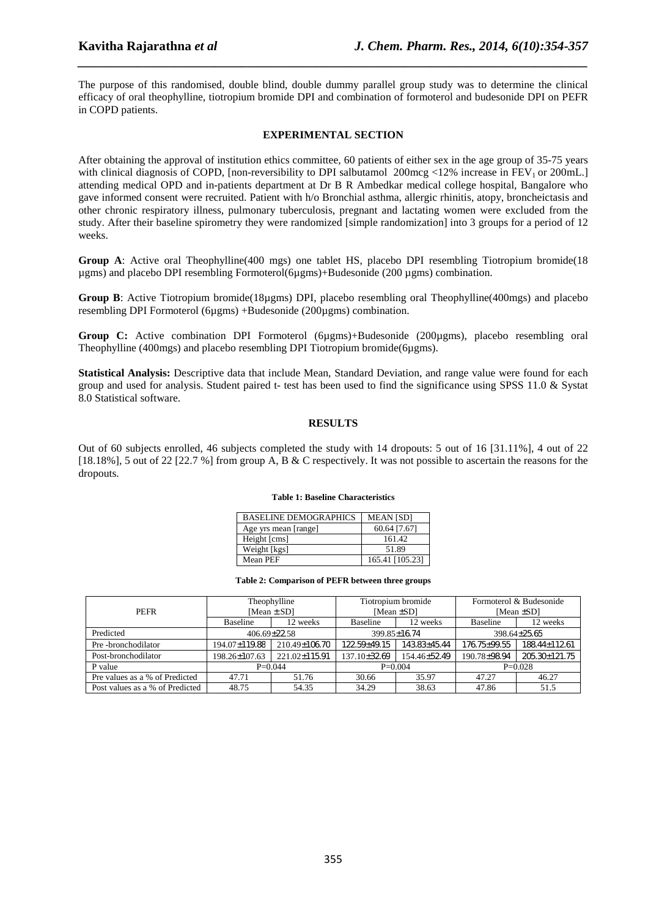The purpose of this randomised, double blind, double dummy parallel group study was to determine the clinical efficacy of oral theophylline, tiotropium bromide DPI and combination of formoterol and budesonide DPI on PEFR in COPD patients.

## EXPERIMENTAL SECTION

After obtaining the approval of institution ethics committee, 60 patients of either sex in the age group of 35-75 years with clinical diagnosis of COPD, [non-reversibility to DPI salbutamol 200mcg <12% increase in $FEV_1$ or 200mL.] attending medical OPD and in-patients department at Dr B R Ambedkar medical college hospital, Bangalore who gave informed consent were recruited. Patient with h/o Bronchial asthma, allergic rhinitis, atopy, broncheictasis and other chronic respiratory illness, pulmonary tuberculosis, pregnant and lactating women were excluded from the study. After their baseline spirometry they were randomized [simple randomization] into 3 groups for a period of 12 weeks.

**Group A**: Active oral Theophylline(400 mgs) one tablet HS, placebo DPI resembling Tiotropium bromide(18 µgms) and placebo DPI resembling Formoterol(6µgms)+Budesonide (200 µgms) combination.

**Group B**: Active Tiotropium bromide(18µgms) DPI, placebo resembling oral Theophylline(400mgs) and placebo resembling DPI Formoterol (6µgms) +Budesonide (200µgms) combination.

**Group C:** Active combination DPI Formoterol (6µgms)+Budesonide (200µgms), placebo resembling oral Theophylline (400mgs) and placebo resembling DPI Tiotropium bromide(6µgms).

**Statistical Analysis:** Descriptive data that include Mean, Standard Deviation, and range value were found for each group and used for analysis. Student paired t- test has been used to find the significance using SPSS 11.0 & Systat 8.0 Statistical software.

## RESULTS

Out of 60 subjects enrolled, 46 subjects completed the study with 14 dropouts: 5 out of 16 [31.11%], 4 out of 22 [18.18%], 5 out of 22 [22.7 %] from group A, B & C respectively. It was not possible to ascertain the reasons for the dropouts.

**Table 1: Baseline Characteristics**

| BASELINE DEMOGRAPHICS | MEAN [SD] |
|---|---|
| Age yrs mean [range] | 60.64 [7.67] |
| Height [cms] | 161.42 |
| Weight [kgs] | 51.89 |
| Mean PEF | 165.41 [105.23] |

**Table 2: Comparison of PEFR between three groups**

| PEFR | Theophylline [Mean ± SD] | | Tiotropium bromide [Mean ±SD] | | Formoterol & Budesonide [Mean ±SD] | |
|---|---|---|---|---|---|---|
| | Baseline | 12 weeks | Baseline | 12 weeks | Baseline | 12 weeks |
| Predicted | 406.69±22.58 | | 399.85±16.74 | | 398.64±25.65 | |
| Pre -bronchodilator | 194.07±119.88 | 210.49±106.70 | 122.59±49.15 | 143.83±45.44 | 176.75±99.55 | 188.44±112.61 |
| Post-bronchodilator | 198.26±107.63 | 221.02±115.91 | 137.10±32.69 | 154.46±52.49 | 190.78±98.94 | 205.30±121.75 |
| P value | P=0.044 | | P=0.004 | | P=0.028 | |
| Pre values as a % of Predicted | 47.71 | 51.76 | 30.66 | 35.97 | 47.27 | 46.27 |
| Post values as a % of Predicted | 48.75 | 54.35 | 34.29 | 38.63 | 47.86 | 51.5 |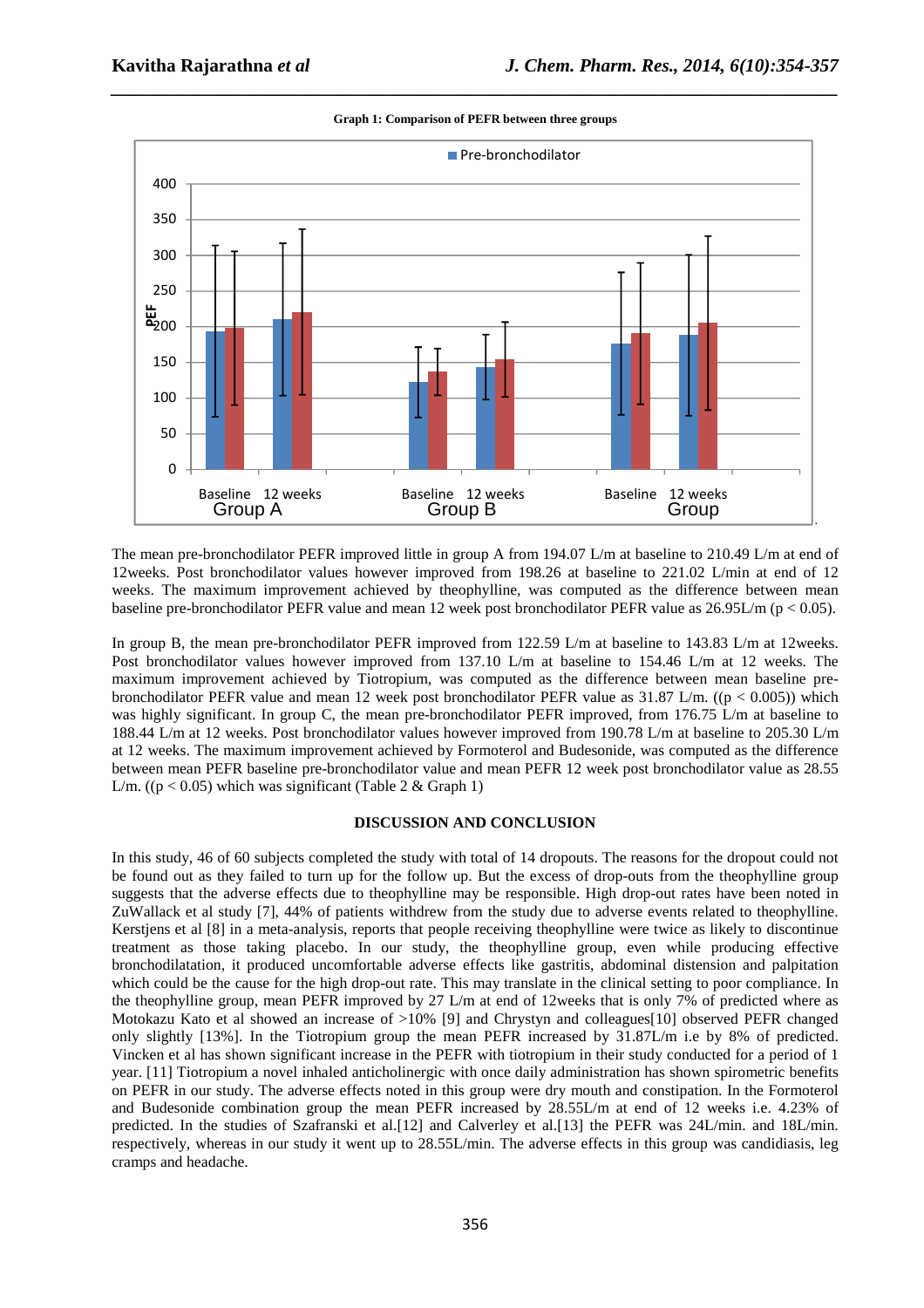**Graph 1: Comparison of PEFR between three groups**

The mean pre-bronchodilator PEFR improved little in group A from 194.07 L/m at baseline to 210.49 L/m at end of 12weeks. Post bronchodilator values however improved from 198.26 at baseline to 221.02 L/min at end of 12 weeks. The maximum improvement achieved by theophylline, was computed as the difference between mean baseline pre-bronchodilator PEFR value and mean 12 week post bronchodilator PEFR value as 26.95L/m ($p < 0.05$).

In group B, the mean pre-bronchodilator PEFR improved from 122.59 L/m at baseline to 143.83 L/m at 12weeks. Post bronchodilator values however improved from 137.10 L/m at baseline to 154.46 L/m at 12 weeks. The maximum improvement achieved by Tiotropium, was computed as the difference between mean baseline pre-bronchodilator PEFR value and mean 12 week post bronchodilator PEFR value as 31.87 L/m. (($p < 0.005$)) which was highly significant. In group C, the mean pre-bronchodilator PEFR improved, from 176.75 L/m at baseline to 188.44 L/m at 12 weeks. Post bronchodilator values however improved from 190.78 L/m at baseline to 205.30 L/m at 12 weeks. The maximum improvement achieved by Formoterol and Budesonide, was computed as the difference between mean PEFR baseline pre-bronchodilator value and mean PEFR 12 week post bronchodilator value as 28.55 L/m. (($p < 0.05$) which was significant (Table 2 & Graph 1)

## DISCUSSION AND CONCLUSION

In this study, 46 of 60 subjects completed the study with total of 14 dropouts. The reasons for the dropout could not be found out as they failed to turn up for the follow up. But the excess of drop-outs from the theophylline group suggests that the adverse effects due to theophylline may be responsible. High drop-out rates have been noted in ZuWallack et al study [7], 44% of patients withdrew from the study due to adverse events related to theophylline. Kerstjens et al [8] in a meta-analysis, reports that people receiving theophylline were twice as likely to discontinue treatment as those taking placebo. In our study, the theophylline group, even while producing effective bronchodilatation, it produced uncomfortable adverse effects like gastritis, abdominal distension and palpitation which could be the cause for the high drop-out rate. This may translate in the clinical setting to poor compliance. In the theophylline group, mean PEFR improved by 27 L/m at end of 12weeks that is only 7% of predicted where as Motokazu Kato et al showed an increase of >10% [9] and Chrystyn and colleagues[10] observed PEFR changed only slightly [13%]. In the Tiotropium group the mean PEFR increased by 31.87L/m i.e by 8% of predicted. Vincken et al has shown significant increase in the PEFR with tiotropium in their study conducted for a period of 1 year. [11] Tiotropium a novel inhaled anticholinergic with once daily administration has shown spirometric benefits on PEFR in our study. The adverse effects noted in this group were dry mouth and constipation. In the Formoterol and Budesonide combination group the mean PEFR increased by 28.55L/m at end of 12 weeks i.e. 4.23% of predicted. In the studies of Szafranski et al.[12] and Calverley et al.[13] the PEFR was 24L/min. and 18L/min. respectively, whereas in our study it went up to 28.55L/min. The adverse effects in this group was candidiasis, leg cramps and headache.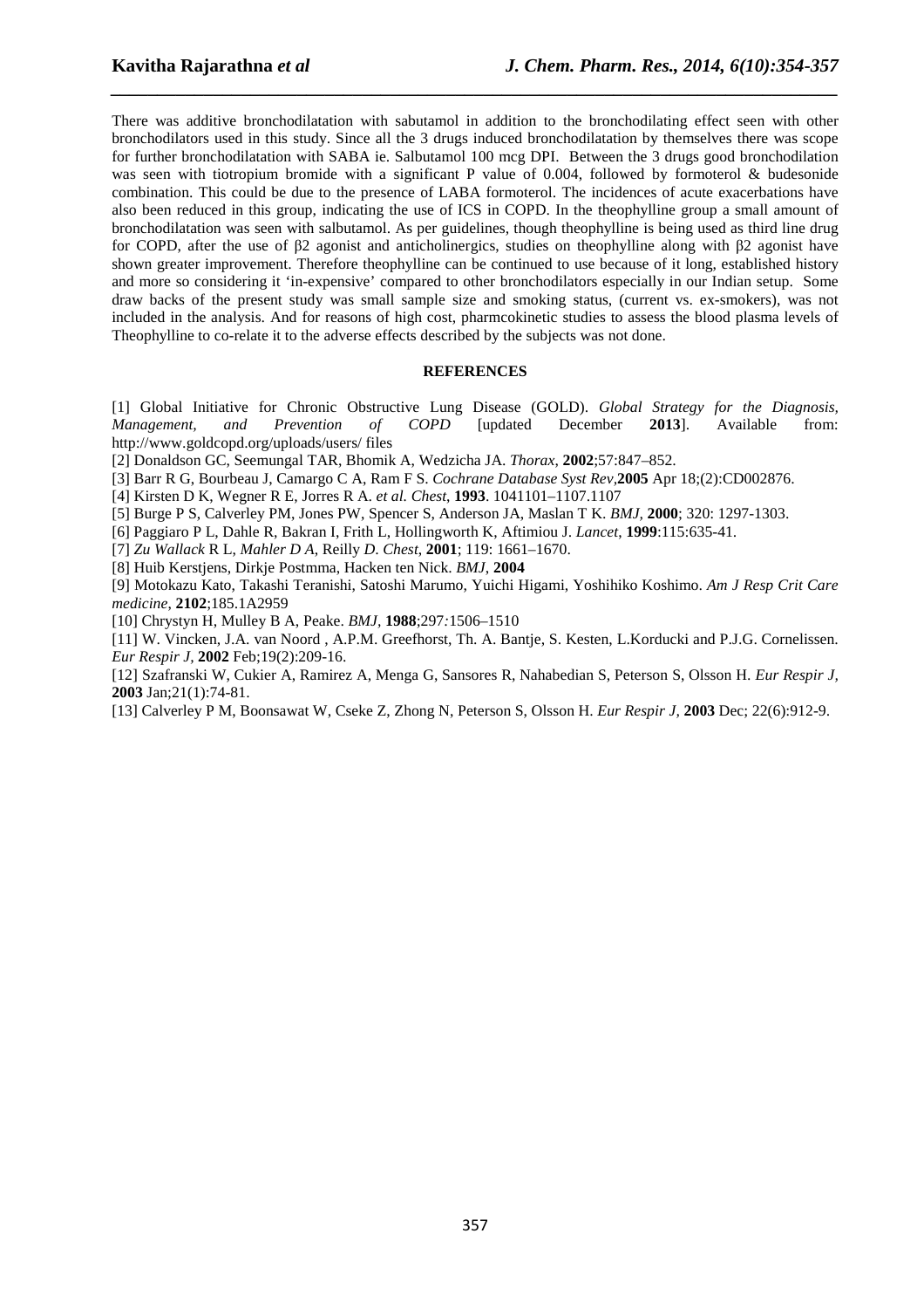There was additive bronchodilatation with sabutamol in addition to the bronchodilating effect seen with other bronchodilators used in this study. Since all the 3 drugs induced bronchodilatation by themselves there was scope for further bronchodilatation with SABA ie. Salbutamol 100 mcg DPI. Between the 3 drugs good bronchodilation was seen with tiotropium bromide with a significant P value of 0.004, followed by formoterol & budesonide combination. This could be due to the presence of LABA formoterol. The incidences of acute exacerbations have also been reduced in this group, indicating the use of ICS in COPD. In the theophylline group a small amount of bronchodilatation was seen with salbutamol. As per guidelines, though theophylline is being used as third line drug for COPD, after the use of β2 agonist and anticholinergics, studies on theophylline along with β2 agonist have shown greater improvement. Therefore theophylline can be continued to use because of it long, established history and more so considering it 'in-expensive' compared to other bronchodilators especially in our Indian setup. Some draw backs of the present study was small sample size and smoking status, (current vs. ex-smokers), was not included in the analysis. And for reasons of high cost, pharmcokinetic studies to assess the blood plasma levels of Theophylline to co-relate it to the adverse effects described by the subjects was not done.

## REFERENCES

[1] Global Initiative for Chronic Obstructive Lung Disease (GOLD). *Global Strategy for the Diagnosis, Management, and Prevention of COPD* [updated December **2013**]. Available from: http://www.goldcopd.org/uploads/users/ files

[2] Donaldson GC, Seemungal TAR, Bhomik A, Wedzicha JA. *Thorax*, **2002**;57:847–852.

[3] Barr R G, Bourbeau J, Camargo C A, Ram F S. *Cochrane Database Syst Rev*,**2005** Apr 18;(2):CD002876.

[4] Kirsten D K, Wegner R E, Jorres R A. *et al. Chest*, **1993**. 1041101–1107.1107

[5] Burge P S, Calverley PM, Jones PW, Spencer S, Anderson JA, Maslan T K. *BMJ*, **2000**; 320: 1297-1303.

[6] Paggiaro P L, Dahle R, Bakran I, Frith L, Hollingworth K, Aftimiou J. *Lancet*, **1999**:115:635-41.

[7] *Zu Wallack* R L, *Mahler D A*, Reilly *D*. *Chest*, **2001**; 119: 1661–1670.

[8] Huib Kerstjens, Dirkje Postmma, Hacken ten Nick. *BMJ*, **2004**

[9] Motokazu Kato, Takashi Teranishi, Satoshi Marumo, Yuichi Higami, Yoshihiko Koshimo. *Am J Resp Crit Care medicine*, **2102**;185.1A2959

[10] Chrystyn H, Mulley B A, Peake. *BMJ*, **1988**;297:1506–1510

[11] W. Vincken, J.A. van Noord , A.P.M. Greefhorst, Th. A. Bantje, S. Kesten, L.Korducki and P.J.G. Cornelissen. *Eur Respir J*, **2002** Feb;19(2):209-16.

[12] Szafranski W, Cukier A, Ramirez A, Menga G, Sansores R, Nahabedian S, Peterson S, Olsson H. *Eur Respir J*, **2003** Jan;21(1):74-81.

[13] Calverley P M, Boonsawat W, Cseke Z, Zhong N, Peterson S, Olsson H. *Eur Respir J*, **2003** Dec; 22(6):912-9.